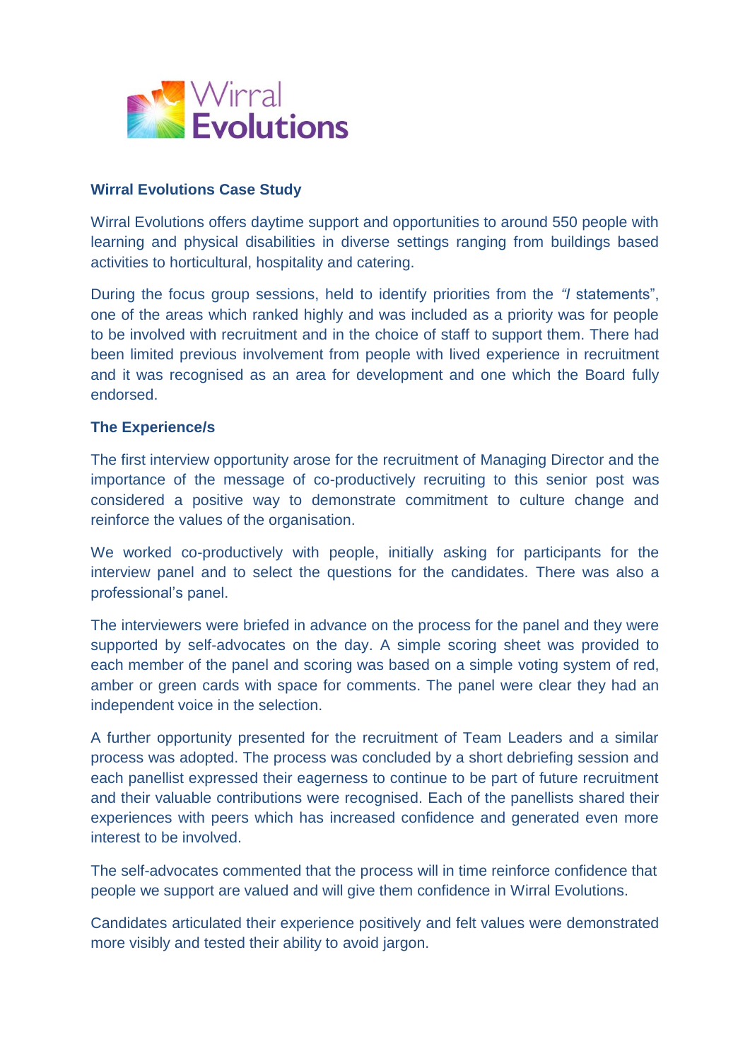## Wirral Evolutions Case Study

Wirral Evolutions offers daytime support and opportunities to around 550 people with learning and physical disabilities in diverse settings ranging from buildings based activities to horticultural, hospitality and catering.

During the focus group sessions, held to identify priorities from the *"I* statements", one of the areas which ranked highly and was included as a priority was for people to be involved with recruitment and in the choice of staff to support them. There had been limited previous involvement from people with lived experience in recruitment and it was recognised as an area for development and one which the Board fully endorsed.

### The Experience/s

The first interview opportunity arose for the recruitment of Managing Director and the importance of the message of co-productively recruiting to this senior post was considered a positive way to demonstrate commitment to culture change and reinforce the values of the organisation.

We worked co-productively with people, initially asking for participants for the interview panel and to select the questions for the candidates. There was also a professional's panel.

The interviewers were briefed in advance on the process for the panel and they were supported by self-advocates on the day. A simple scoring sheet was provided to each member of the panel and scoring was based on a simple voting system of red, amber or green cards with space for comments. The panel were clear they had an independent voice in the selection.

A further opportunity presented for the recruitment of Team Leaders and a similar process was adopted. The process was concluded by a short debriefing session and each panellist expressed their eagerness to continue to be part of future recruitment and their valuable contributions were recognised. Each of the panellists shared their experiences with peers which has increased confidence and generated even more interest to be involved.

The self-advocates commented that the process will in time reinforce confidence that people we support are valued and will give them confidence in Wirral Evolutions.

Candidates articulated their experience positively and felt values were demonstrated more visibly and tested their ability to avoid jargon.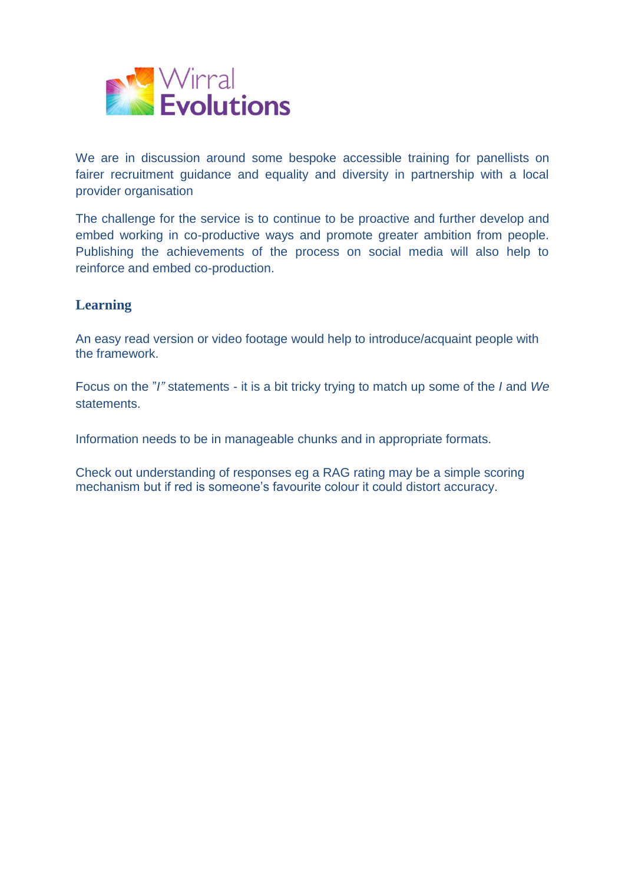We are in discussion around some bespoke accessible training for panellists on fairer recruitment guidance and equality and diversity in partnership with a local provider organisation

The challenge for the service is to continue to be proactive and further develop and embed working in co-productive ways and promote greater ambition from people. Publishing the achievements of the process on social media will also help to reinforce and embed co-production.

## Learning

An easy read version or video footage would help to introduce/acquaint people with the framework.

Focus on the "*I"* statements - it is a bit tricky trying to match up some of the *I* and *We* statements.

Information needs to be in manageable chunks and in appropriate formats.

Check out understanding of responses eg a RAG rating may be a simple scoring mechanism but if red is someone's favourite colour it could distort accuracy.